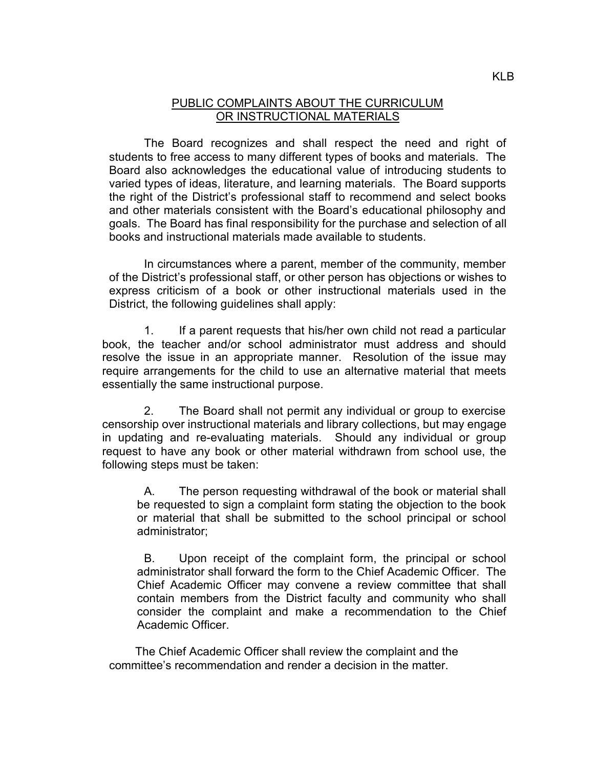KLB

# PUBLIC COMPLAINTS ABOUT THE CURRICULUM OR INSTRUCTIONAL MATERIALS

The Board recognizes and shall respect the need and right of students to free access to many different types of books and materials. The Board also acknowledges the educational value of introducing students to varied types of ideas, literature, and learning materials. The Board supports the right of the District's professional staff to recommend and select books and other materials consistent with the Board's educational philosophy and goals. The Board has final responsibility for the purchase and selection of all books and instructional materials made available to students.

In circumstances where a parent, member of the community, member of the District's professional staff, or other person has objections or wishes to express criticism of a book or other instructional materials used in the District, the following guidelines shall apply:

1. If a parent requests that his/her own child not read a particular book, the teacher and/or school administrator must address and should resolve the issue in an appropriate manner. Resolution of the issue may require arrangements for the child to use an alternative material that meets essentially the same instructional purpose.

2. The Board shall not permit any individual or group to exercise censorship over instructional materials and library collections, but may engage in updating and re-evaluating materials. Should any individual or group request to have any book or other material withdrawn from school use, the following steps must be taken:

   A. The person requesting withdrawal of the book or material shall be requested to sign a complaint form stating the objection to the book or material that shall be submitted to the school principal or school administrator;

   B. Upon receipt of the complaint form, the principal or school administrator shall forward the form to the Chief Academic Officer. The Chief Academic Officer may convene a review committee that shall contain members from the District faculty and community who shall consider the complaint and make a recommendation to the Chief Academic Officer.

The Chief Academic Officer shall review the complaint and the committee's recommendation and render a decision in the matter.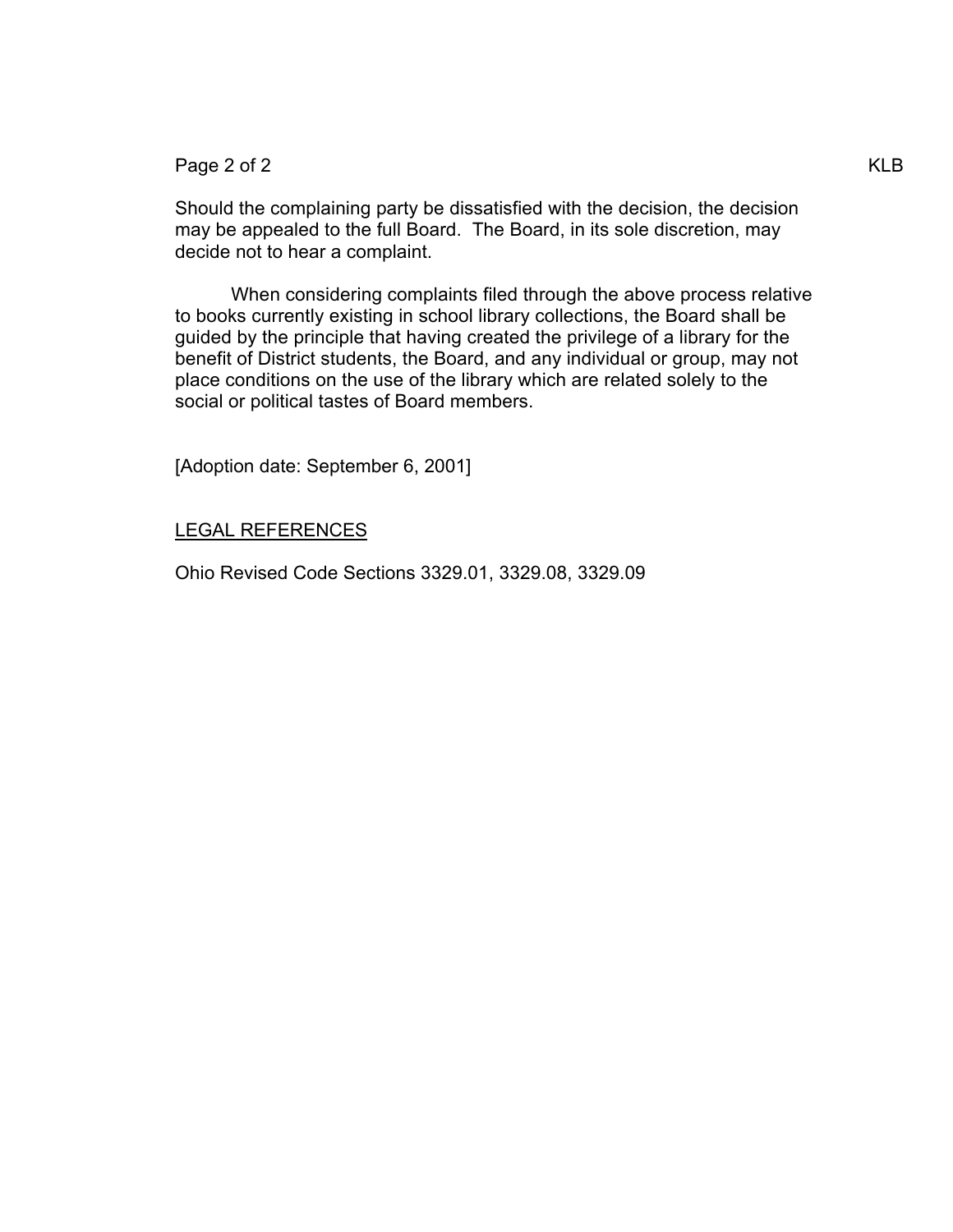Should the complaining party be dissatisfied with the decision, the decision may be appealed to the full Board. The Board, in its sole discretion, may decide not to hear a complaint.

When considering complaints filed through the above process relative to books currently existing in school library collections, the Board shall be guided by the principle that having created the privilege of a library for the benefit of District students, the Board, and any individual or group, may not place conditions on the use of the library which are related solely to the social or political tastes of Board members.

[Adoption date: September 6, 2001]

LEGAL REFERENCES

Ohio Revised Code Sections 3329.01, 3329.08, 3329.09